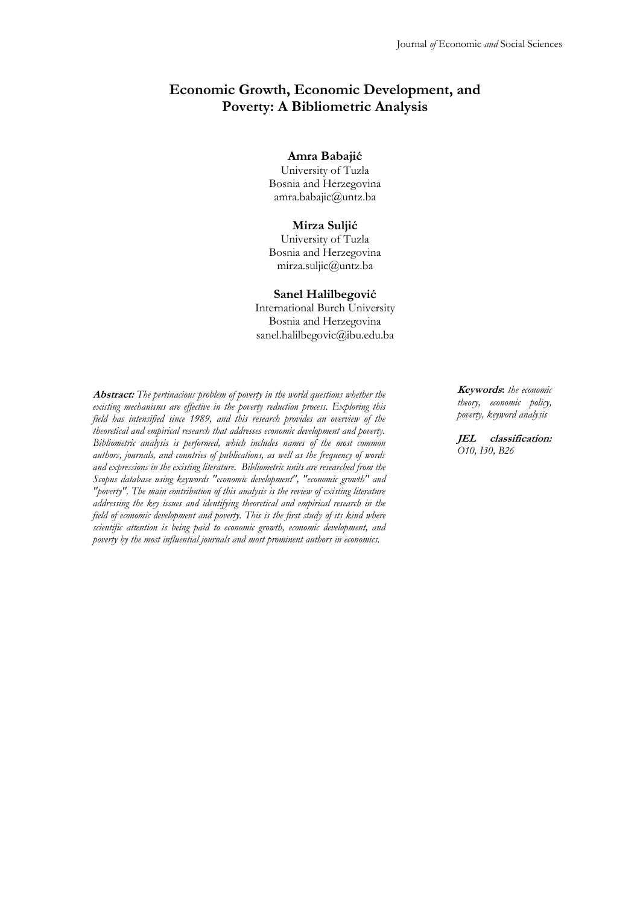# Economic Growth, Economic Development, and Poverty: A Bibliometric Analysis

**Amra Babajić**
University of Tuzla
Bosnia and Herzegovina
amra.babajic@untz.ba

**Mirza Suljić**
University of Tuzla
Bosnia and Herzegovina
mirza.suljic@untz.ba

**Sanel Halilbegović**
International Burch University
Bosnia and Herzegovina
sanel.halilbegovic@ibu.edu.ba

**Abstract:** *The pertinacious problem of poverty in the world questions whether the existing mechanisms are effective in the poverty reduction process. Exploring this field has intensified since 1989, and this research provides an overview of the theoretical and empirical research that addresses economic development and poverty. Bibliometric analysis is performed, which includes names of the most common authors, journals, and countries of publications, as well as the frequency of words and expressions in the existing literature. Bibliometric units are researched from the Scopus database using keywords "economic development", "economic growth" and "poverty". The main contribution of this analysis is the review of existing literature addressing the key issues and identifying theoretical and empirical research in the field of economic development and poverty. This is the first study of its kind where scientific attention is being paid to economic growth, economic development, and poverty by the most influential journals and most prominent authors in economics.*

**Keywords:** *the economic theory, economic policy, poverty, keyword analysis*

**JEL classification:** *O10, I30, B26*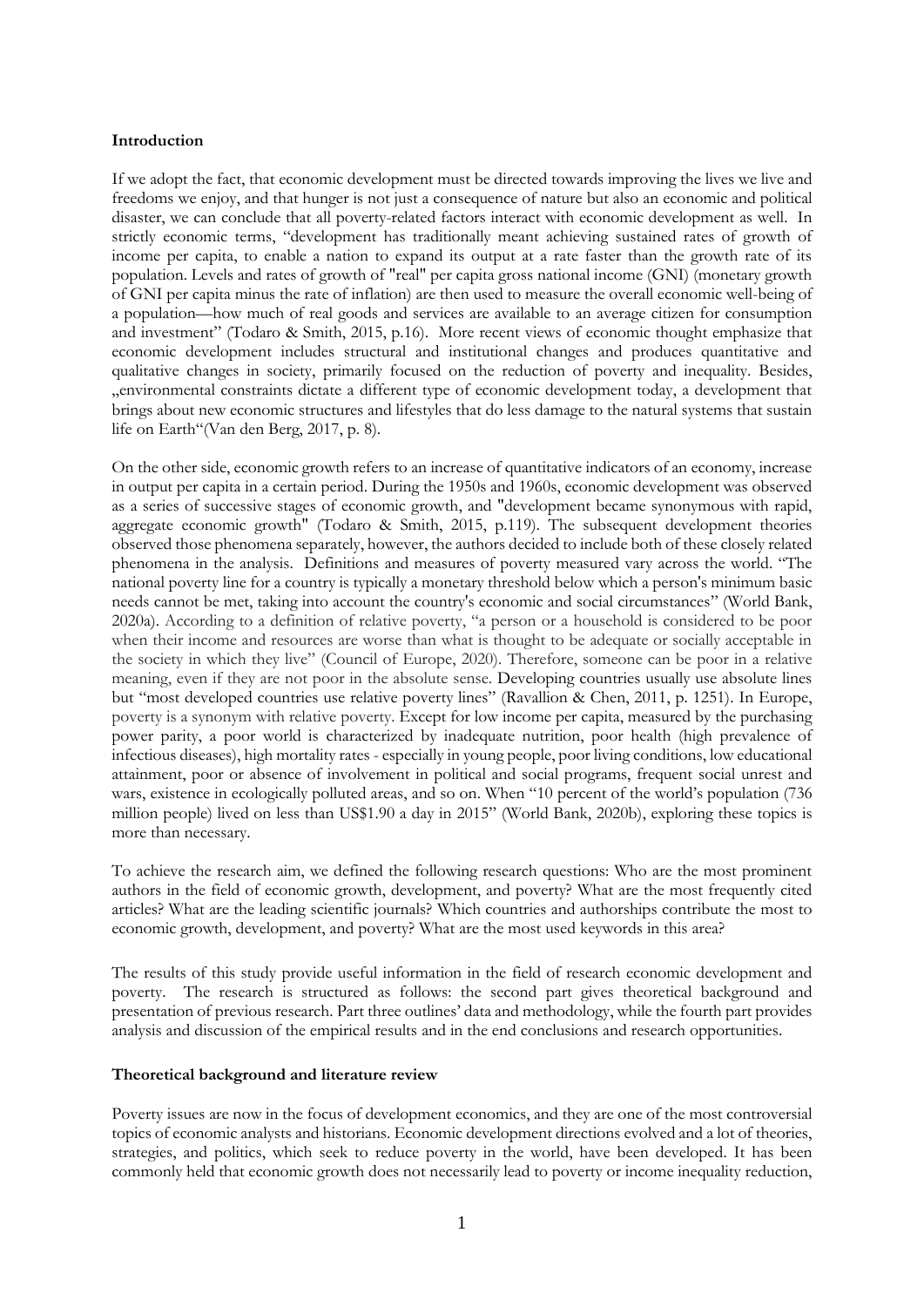**Introduction**

If we adopt the fact, that economic development must be directed towards improving the lives we live and freedoms we enjoy, and that hunger is not just a consequence of nature but also an economic and political disaster, we can conclude that all poverty-related factors interact with economic development as well. In strictly economic terms, "development has traditionally meant achieving sustained rates of growth of income per capita, to enable a nation to expand its output at a rate faster than the growth rate of its population. Levels and rates of growth of "real" per capita gross national income (GNI) (monetary growth of GNI per capita minus the rate of inflation) are then used to measure the overall economic well-being of a population—how much of real goods and services are available to an average citizen for consumption and investment" (Todaro & Smith, 2015, p.16). More recent views of economic thought emphasize that economic development includes structural and institutional changes and produces quantitative and qualitative changes in society, primarily focused on the reduction of poverty and inequality. Besides, „environmental constraints dictate a different type of economic development today, a development that brings about new economic structures and lifestyles that do less damage to the natural systems that sustain life on Earth"(Van den Berg, 2017, p. 8).

On the other side, economic growth refers to an increase of quantitative indicators of an economy, increase in output per capita in a certain period. During the 1950s and 1960s, economic development was observed as a series of successive stages of economic growth, and "development became synonymous with rapid, aggregate economic growth" (Todaro & Smith, 2015, p.119). The subsequent development theories observed those phenomena separately, however, the authors decided to include both of these closely related phenomena in the analysis. Definitions and measures of poverty measured vary across the world. "The national poverty line for a country is typically a monetary threshold below which a person's minimum basic needs cannot be met, taking into account the country's economic and social circumstances" (World Bank, 2020a). According to a definition of relative poverty, "a person or a household is considered to be poor when their income and resources are worse than what is thought to be adequate or socially acceptable in the society in which they live" (Council of Europe, 2020). Therefore, someone can be poor in a relative meaning, even if they are not poor in the absolute sense. Developing countries usually use absolute lines but "most developed countries use relative poverty lines" (Ravallion & Chen, 2011, p. 1251). In Europe, poverty is a synonym with relative poverty. Except for low income per capita, measured by the purchasing power parity, a poor world is characterized by inadequate nutrition, poor health (high prevalence of infectious diseases), high mortality rates - especially in young people, poor living conditions, low educational attainment, poor or absence of involvement in political and social programs, frequent social unrest and wars, existence in ecologically polluted areas, and so on. When "10 percent of the world's population (736 million people) lived on less than US$1.90 a day in 2015" (World Bank, 2020b), exploring these topics is more than necessary.

To achieve the research aim, we defined the following research questions: Who are the most prominent authors in the field of economic growth, development, and poverty? What are the most frequently cited articles? What are the leading scientific journals? Which countries and authorships contribute the most to economic growth, development, and poverty? What are the most used keywords in this area?

The results of this study provide useful information in the field of research economic development and poverty. The research is structured as follows: the second part gives theoretical background and presentation of previous research. Part three outlines' data and methodology, while the fourth part provides analysis and discussion of the empirical results and in the end conclusions and research opportunities.

**Theoretical background and literature review**

Poverty issues are now in the focus of development economics, and they are one of the most controversial topics of economic analysts and historians. Economic development directions evolved and a lot of theories, strategies, and politics, which seek to reduce poverty in the world, have been developed. It has been commonly held that economic growth does not necessarily lead to poverty or income inequality reduction,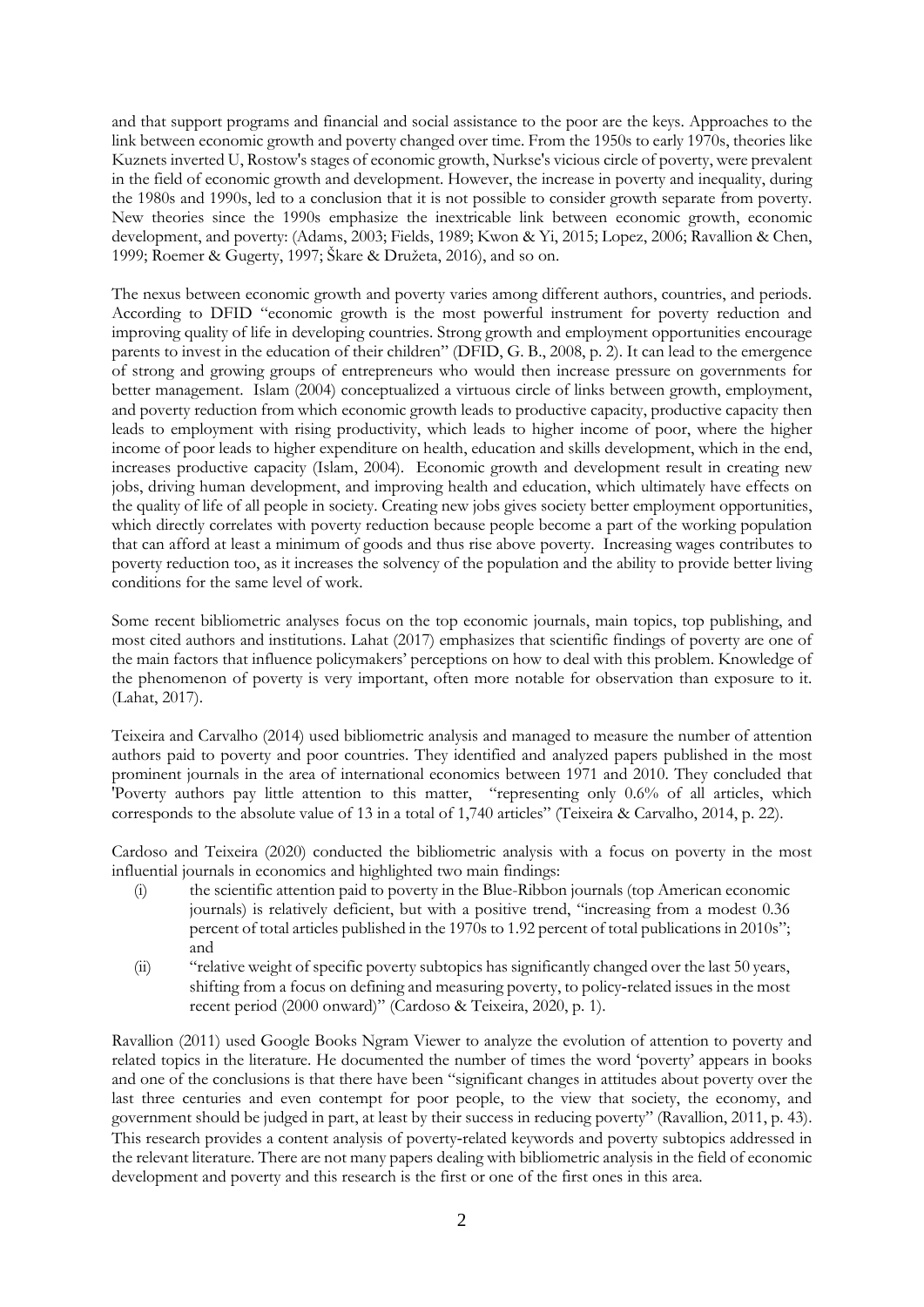and that support programs and financial and social assistance to the poor are the keys. Approaches to the link between economic growth and poverty changed over time. From the 1950s to early 1970s, theories like Kuznets inverted U, Rostow's stages of economic growth, Nurkse's vicious circle of poverty, were prevalent in the field of economic growth and development. However, the increase in poverty and inequality, during the 1980s and 1990s, led to a conclusion that it is not possible to consider growth separate from poverty. New theories since the 1990s emphasize the inextricable link between economic growth, economic development, and poverty: (Adams, 2003; Fields, 1989; Kwon & Yi, 2015; Lopez, 2006; Ravallion & Chen, 1999; Roemer & Gugerty, 1997; Škare & Družeta, 2016), and so on.

The nexus between economic growth and poverty varies among different authors, countries, and periods. According to DFID "economic growth is the most powerful instrument for poverty reduction and improving quality of life in developing countries. Strong growth and employment opportunities encourage parents to invest in the education of their children" (DFID, G. B., 2008, p. 2). It can lead to the emergence of strong and growing groups of entrepreneurs who would then increase pressure on governments for better management. Islam (2004) conceptualized a virtuous circle of links between growth, employment, and poverty reduction from which economic growth leads to productive capacity, productive capacity then leads to employment with rising productivity, which leads to higher income of poor, where the higher income of poor leads to higher expenditure on health, education and skills development, which in the end, increases productive capacity (Islam, 2004). Economic growth and development result in creating new jobs, driving human development, and improving health and education, which ultimately have effects on the quality of life of all people in society. Creating new jobs gives society better employment opportunities, which directly correlates with poverty reduction because people become a part of the working population that can afford at least a minimum of goods and thus rise above poverty. Increasing wages contributes to poverty reduction too, as it increases the solvency of the population and the ability to provide better living conditions for the same level of work.

Some recent bibliometric analyses focus on the top economic journals, main topics, top publishing, and most cited authors and institutions. Lahat (2017) emphasizes that scientific findings of poverty are one of the main factors that influence policymakers' perceptions on how to deal with this problem. Knowledge of the phenomenon of poverty is very important, often more notable for observation than exposure to it. (Lahat, 2017).

Teixeira and Carvalho (2014) used bibliometric analysis and managed to measure the number of attention authors paid to poverty and poor countries. They identified and analyzed papers published in the most prominent journals in the area of international economics between 1971 and 2010. They concluded that 'Poverty authors pay little attention to this matter, "representing only 0.6% of all articles, which corresponds to the absolute value of 13 in a total of 1,740 articles" (Teixeira & Carvalho, 2014, p. 22).

Cardoso and Teixeira (2020) conducted the bibliometric analysis with a focus on poverty in the most influential journals in economics and highlighted two main findings:

(i) the scientific attention paid to poverty in the Blue-Ribbon journals (top American economic journals) is relatively deficient, but with a positive trend, "increasing from a modest 0.36 percent of total articles published in the 1970s to 1.92 percent of total publications in 2010s"; and

(ii) "relative weight of specific poverty subtopics has significantly changed over the last 50 years, shifting from a focus on defining and measuring poverty, to policy-related issues in the most recent period (2000 onward)" (Cardoso & Teixeira, 2020, p. 1).

Ravallion (2011) used Google Books Ngram Viewer to analyze the evolution of attention to poverty and related topics in the literature. He documented the number of times the word 'poverty' appears in books and one of the conclusions is that there have been "significant changes in attitudes about poverty over the last three centuries and even contempt for poor people, to the view that society, the economy, and government should be judged in part, at least by their success in reducing poverty" (Ravallion, 2011, p. 43). This research provides a content analysis of poverty-related keywords and poverty subtopics addressed in the relevant literature. There are not many papers dealing with bibliometric analysis in the field of economic development and poverty and this research is the first or one of the first ones in this area.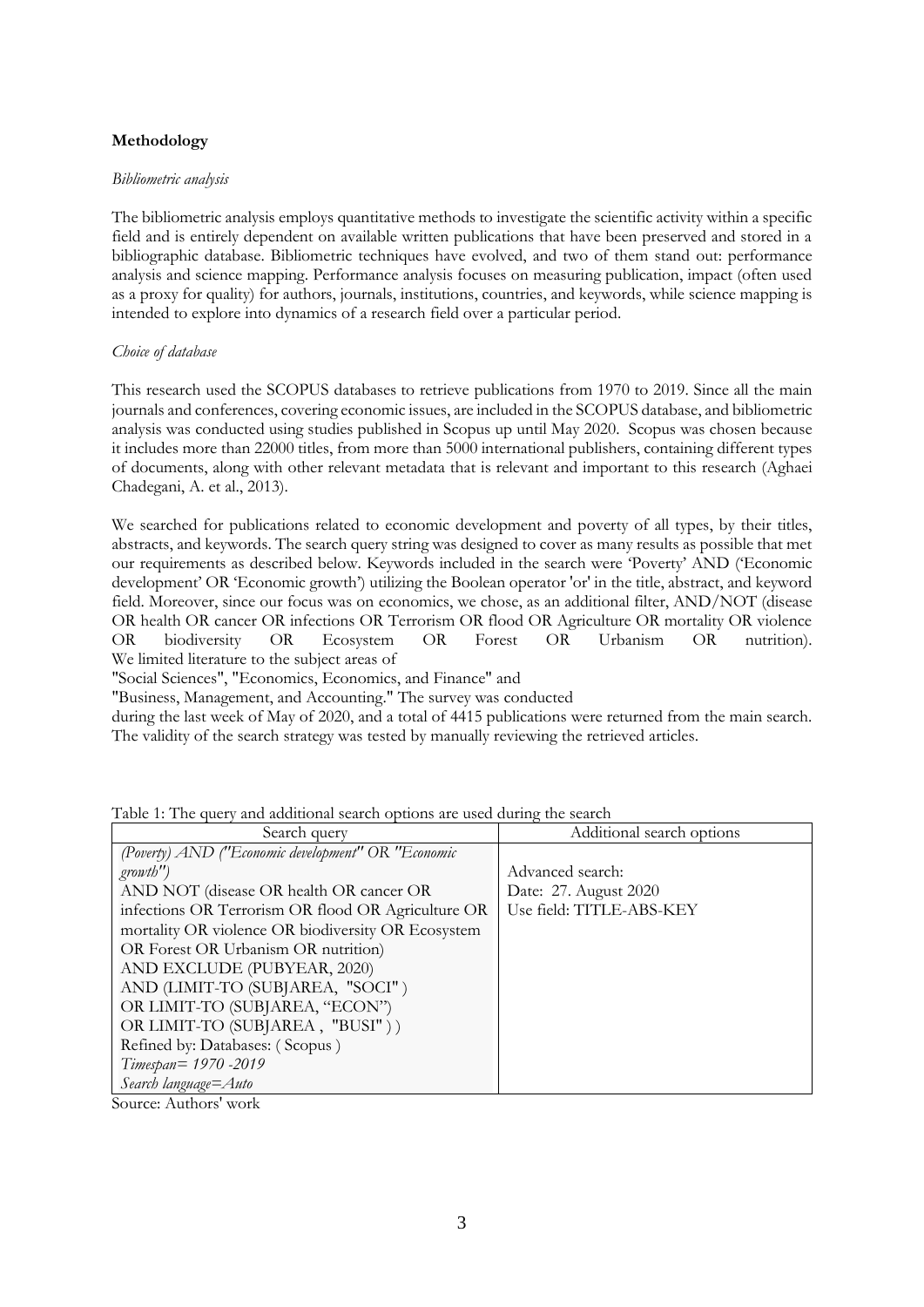**Methodology**

*Bibliometric analysis*

The bibliometric analysis employs quantitative methods to investigate the scientific activity within a specific field and is entirely dependent on available written publications that have been preserved and stored in a bibliographic database. Bibliometric techniques have evolved, and two of them stand out: performance analysis and science mapping. Performance analysis focuses on measuring publication, impact (often used as a proxy for quality) for authors, journals, institutions, countries, and keywords, while science mapping is intended to explore into dynamics of a research field over a particular period.

*Choice of database*

This research used the SCOPUS databases to retrieve publications from 1970 to 2019. Since all the main journals and conferences, covering economic issues, are included in the SCOPUS database, and bibliometric analysis was conducted using studies published in Scopus up until May 2020. Scopus was chosen because it includes more than 22000 titles, from more than 5000 international publishers, containing different types of documents, along with other relevant metadata that is relevant and important to this research (Aghaei Chadegani, A. et al., 2013).

We searched for publications related to economic development and poverty of all types, by their titles, abstracts, and keywords. The search query string was designed to cover as many results as possible that met our requirements as described below. Keywords included in the search were 'Poverty' AND ('Economic development' OR 'Economic growth') utilizing the Boolean operator 'or' in the title, abstract, and keyword field. Moreover, since our focus was on economics, we chose, as an additional filter, AND/NOT (disease OR health OR cancer OR infections OR Terrorism OR flood OR Agriculture OR mortality OR violence OR biodiversity OR Ecosystem OR Forest OR Urbanism OR nutrition). We limited literature to the subject areas of "Social Sciences", "Economics, Economics, and Finance" and "Business, Management, and Accounting." The survey was conducted during the last week of May of 2020, and a total of 4415 publications were returned from the main search. The validity of the search strategy was tested by manually reviewing the retrieved articles.

Table 1: The query and additional search options are used during the search

| Search query | Additional search options |
|---|---|
| *(Poverty) AND ("Economic development" OR "Economic growth")* AND NOT (disease OR health OR cancer OR infections OR Terrorism OR flood OR Agriculture OR mortality OR violence OR biodiversity OR Ecosystem OR Forest OR Urbanism OR nutrition) AND EXCLUDE (PUBYEAR, 2020) AND (LIMIT-TO (SUBJAREA, "SOCI") OR LIMIT-TO (SUBJAREA, "ECON") OR LIMIT-TO (SUBJAREA , "BUSI" ) ) Refined by: Databases: ( Scopus ) *Timespan= 1970 -2019* *Search language=Auto* | Advanced search: Date: 27. August 2020 Use field: TITLE-ABS-KEY |

Source: Authors' work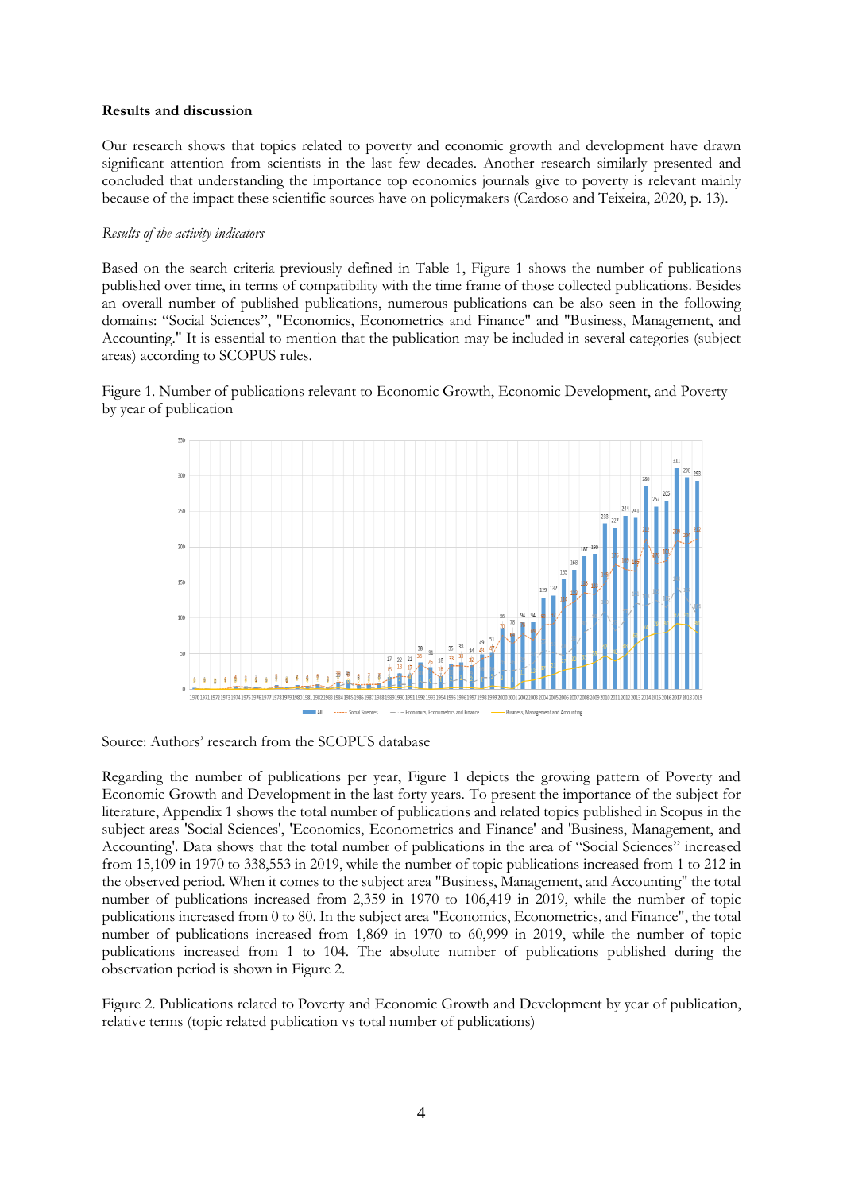**Results and discussion**

Our research shows that topics related to poverty and economic growth and development have drawn significant attention from scientists in the last few decades. Another research similarly presented and concluded that understanding the importance top economics journals give to poverty is relevant mainly because of the impact these scientific sources have on policymakers (Cardoso and Teixeira, 2020, p. 13).

*Results of the activity indicators*

Based on the search criteria previously defined in Table 1, Figure 1 shows the number of publications published over time, in terms of compatibility with the time frame of those collected publications. Besides an overall number of published publications, numerous publications can be also seen in the following domains: "Social Sciences", "Economics, Econometrics and Finance" and "Business, Management, and Accounting." It is essential to mention that the publication may be included in several categories (subject areas) according to SCOPUS rules.

Figure 1. Number of publications relevant to Economic Growth, Economic Development, and Poverty by year of publication

Source: Authors' research from the SCOPUS database

Regarding the number of publications per year, Figure 1 depicts the growing pattern of Poverty and Economic Growth and Development in the last forty years. To present the importance of the subject for literature, Appendix 1 shows the total number of publications and related topics published in Scopus in the subject areas 'Social Sciences', 'Economics, Econometrics and Finance' and 'Business, Management, and Accounting'. Data shows that the total number of publications in the area of "Social Sciences" increased from 15,109 in 1970 to 338,553 in 2019, while the number of topic publications increased from 1 to 212 in the observed period. When it comes to the subject area "Business, Management, and Accounting" the total number of publications increased from 2,359 in 1970 to 106,419 in 2019, while the number of topic publications increased from 0 to 80. In the subject area "Economics, Econometrics, and Finance", the total number of publications increased from 1,869 in 1970 to 60,999 in 2019, while the number of topic publications increased from 1 to 104. The absolute number of publications published during the observation period is shown in Figure 2.

Figure 2. Publications related to Poverty and Economic Growth and Development by year of publication, relative terms (topic related publication vs total number of publications)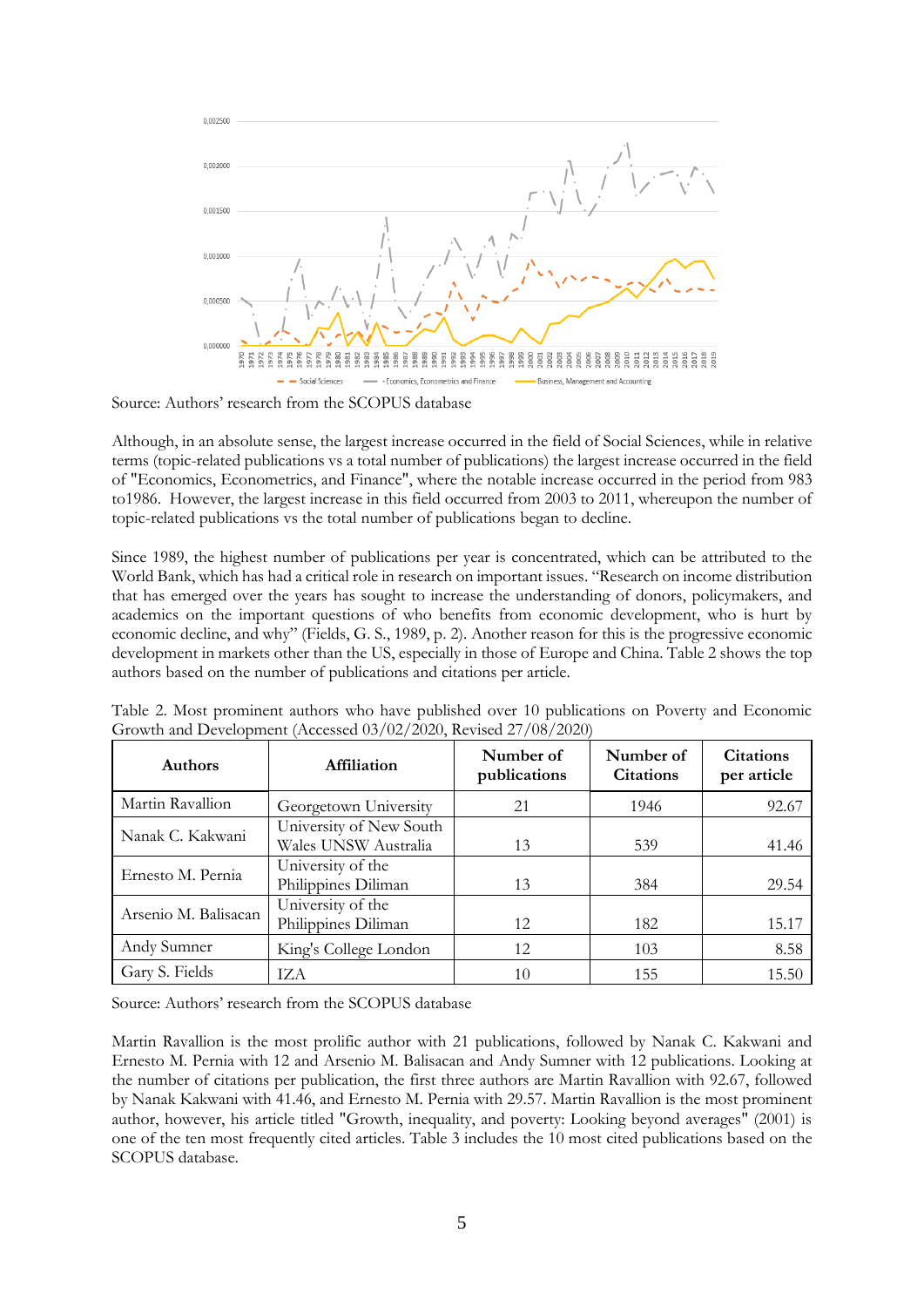Source: Authors' research from the SCOPUS database

Although, in an absolute sense, the largest increase occurred in the field of Social Sciences, while in relative terms (topic-related publications vs a total number of publications) the largest increase occurred in the field of "Economics, Econometrics, and Finance", where the notable increase occurred in the period from 983 to1986. However, the largest increase in this field occurred from 2003 to 2011, whereupon the number of topic-related publications vs the total number of publications began to decline.

Since 1989, the highest number of publications per year is concentrated, which can be attributed to the World Bank, which has had a critical role in research on important issues. "Research on income distribution that has emerged over the years has sought to increase the understanding of donors, policymakers, and academics on the important questions of who benefits from economic development, who is hurt by economic decline, and why" (Fields, G. S., 1989, p. 2). Another reason for this is the progressive economic development in markets other than the US, especially in those of Europe and China. Table 2 shows the top authors based on the number of publications and citations per article.

Table 2. Most prominent authors who have published over 10 publications on Poverty and Economic Growth and Development (Accessed 03/02/2020, Revised 27/08/2020)

| Authors | Affiliation | Number of publications | Number of Citations | Citations per article |
|---|---|---|---|---|
| Martin Ravallion | Georgetown University | 21 | 1946 | 92.67 |
| Nanak C. Kakwani | University of New South Wales UNSW Australia | 13 | 539 | 41.46 |
| Ernesto M. Pernia | University of the Philippines Diliman | 13 | 384 | 29.54 |
| Arsenio M. Balisacan | University of the Philippines Diliman | 12 | 182 | 15.17 |
| Andy Sumner | King's College London | 12 | 103 | 8.58 |
| Gary S. Fields | IZA | 10 | 155 | 15.50 |

Source: Authors' research from the SCOPUS database

Martin Ravallion is the most prolific author with 21 publications, followed by Nanak C. Kakwani and Ernesto M. Pernia with 12 and Arsenio M. Balisacan and Andy Sumner with 12 publications. Looking at the number of citations per publication, the first three authors are Martin Ravallion with 92.67, followed by Nanak Kakwani with 41.46, and Ernesto M. Pernia with 29.57. Martin Ravallion is the most prominent author, however, his article titled "Growth, inequality, and poverty: Looking beyond averages" (2001) is one of the ten most frequently cited articles. Table 3 includes the 10 most cited publications based on the SCOPUS database.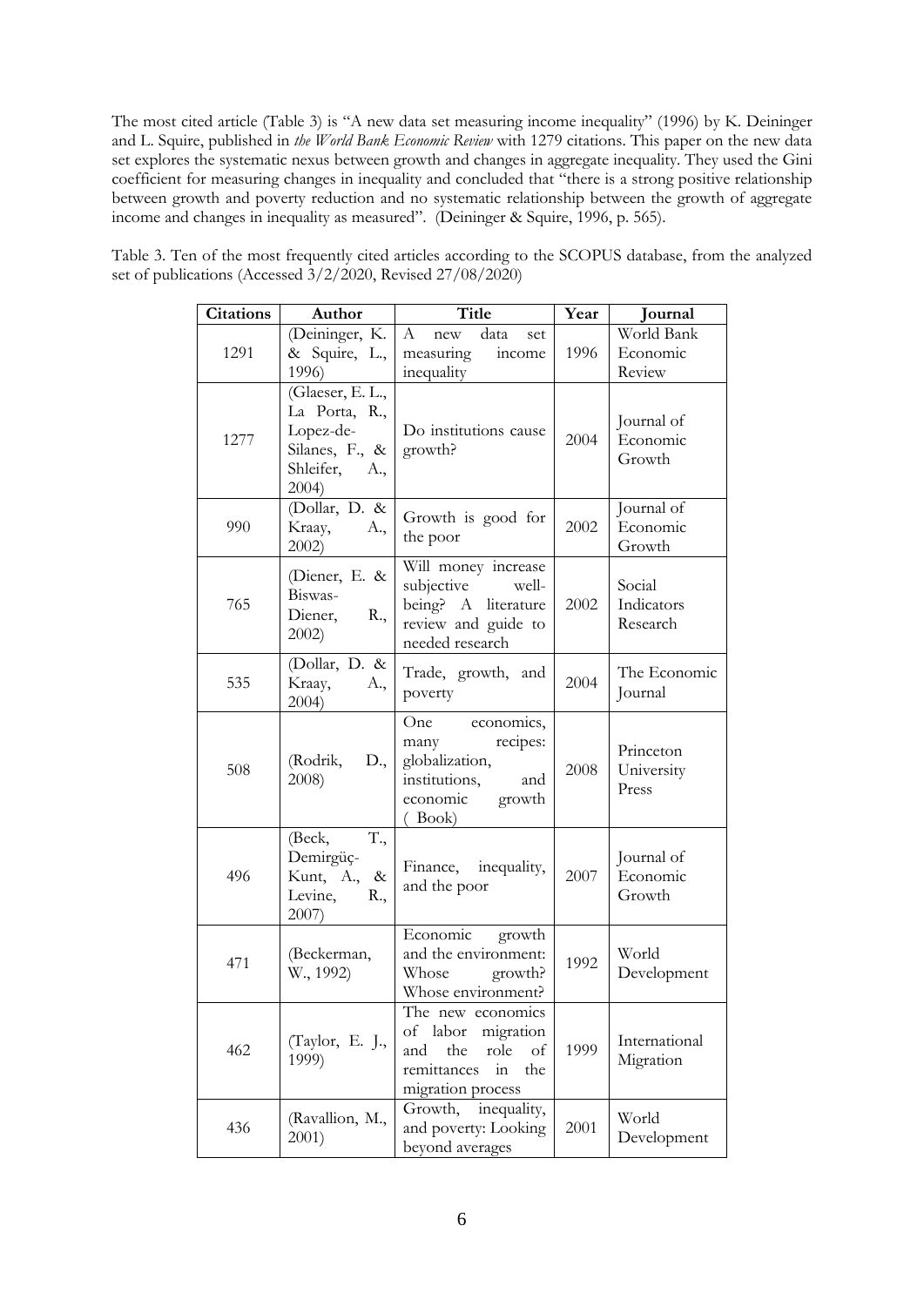The most cited article (Table 3) is "A new data set measuring income inequality" (1996) by K. Deininger and L. Squire, published in *the World Bank Economic Review* with 1279 citations. This paper on the new data set explores the systematic nexus between growth and changes in aggregate inequality. They used the Gini coefficient for measuring changes in inequality and concluded that "there is a strong positive relationship between growth and poverty reduction and no systematic relationship between the growth of aggregate income and changes in inequality as measured". (Deininger & Squire, 1996, p. 565).

Table 3. Ten of the most frequently cited articles according to the SCOPUS database, from the analyzed set of publications (Accessed 3/2/2020, Revised 27/08/2020)

| Citations | Author | Title | Year | Journal |
|---|---|---|---|---|
| 1291 | (Deininger, K. & Squire, L., 1996) | A new data set measuring income inequality | 1996 | World Bank Economic Review |
| 1277 | (Glaeser, E. L., La Porta, R., Lopez-de-Silanes, F., & Shleifer, A., 2004) | Do institutions cause growth? | 2004 | Journal of Economic Growth |
| 990 | (Dollar, D. & Kraay, A., 2002) | Growth is good for the poor | 2002 | Journal of Economic Growth |
| 765 | (Diener, E. & Biswas-Diener, R., 2002) | Will money increase subjective well-being? A literature review and guide to needed research | 2002 | Social Indicators Research |
| 535 | (Dollar, D. & Kraay, A., 2004) | Trade, growth, and poverty | 2004 | The Economic Journal |
| 508 | (Rodrik, D., 2008) | One economics, many recipes: globalization, institutions, and economic growth ( Book) | 2008 | Princeton University Press |
| 496 | (Beck, T., Demirgüç-Kunt, A., & Levine, R., 2007) | Finance, inequality, and the poor | 2007 | Journal of Economic Growth |
| 471 | (Beckerman, W., 1992) | Economic growth and the environment: Whose growth? Whose environment? | 1992 | World Development |
| 462 | (Taylor, E. J., 1999) | The new economics of labor migration and the role of remittances in the migration process | 1999 | International Migration |
| 436 | (Ravallion, M., 2001) | Growth, inequality, and poverty: Looking beyond averages | 2001 | World Development |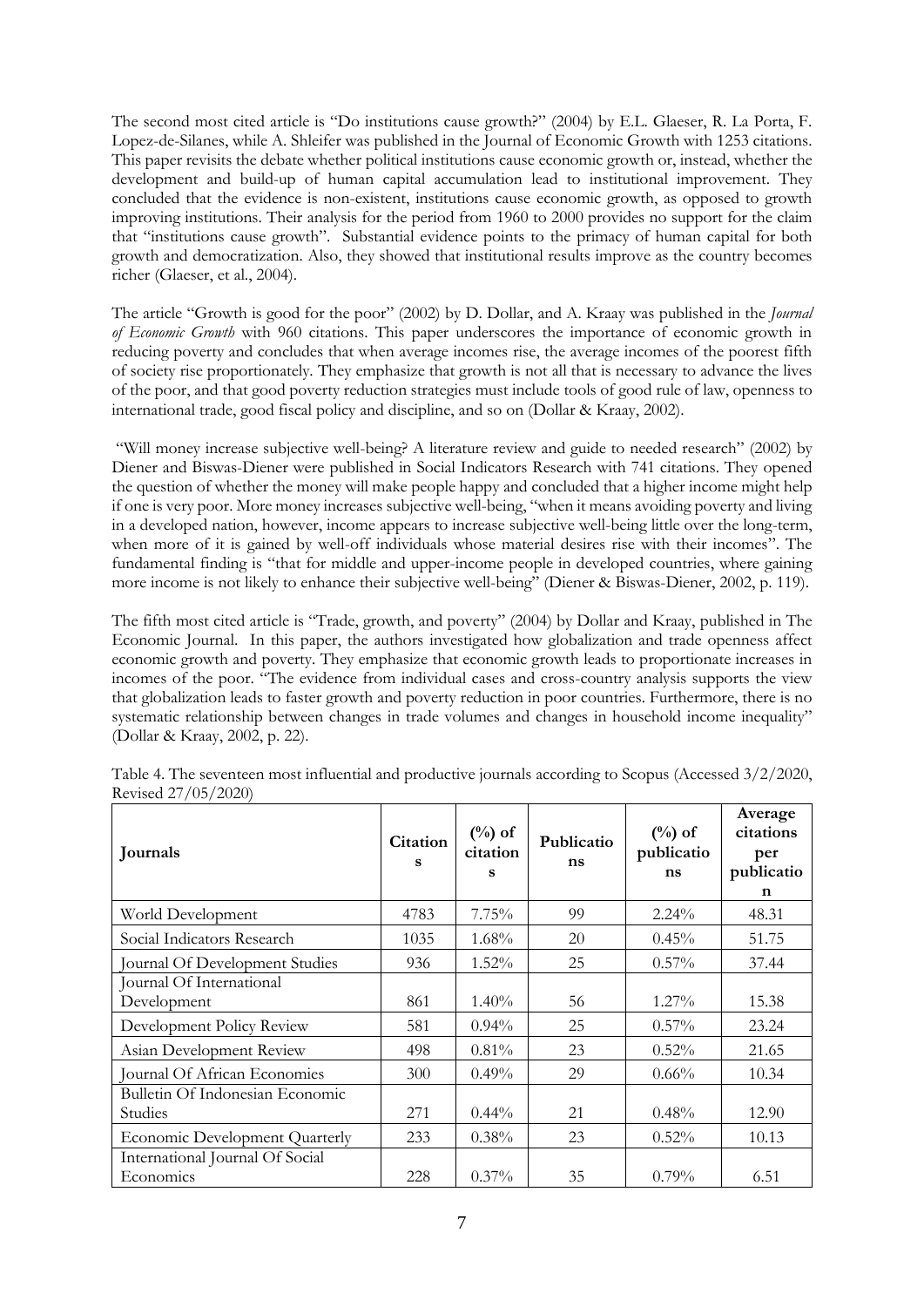The second most cited article is "Do institutions cause growth?" (2004) by E.L. Glaeser, R. La Porta, F. Lopez-de-Silanes, while A. Shleifer was published in the Journal of Economic Growth with 1253 citations. This paper revisits the debate whether political institutions cause economic growth or, instead, whether the development and build-up of human capital accumulation lead to institutional improvement. They concluded that the evidence is non-existent, institutions cause economic growth, as opposed to growth improving institutions. Their analysis for the period from 1960 to 2000 provides no support for the claim that "institutions cause growth". Substantial evidence points to the primacy of human capital for both growth and democratization. Also, they showed that institutional results improve as the country becomes richer (Glaeser, et al., 2004).

The article "Growth is good for the poor" (2002) by D. Dollar, and A. Kraay was published in the *Journal of Economic Growth* with 960 citations. This paper underscores the importance of economic growth in reducing poverty and concludes that when average incomes rise, the average incomes of the poorest fifth of society rise proportionately. They emphasize that growth is not all that is necessary to advance the lives of the poor, and that good poverty reduction strategies must include tools of good rule of law, openness to international trade, good fiscal policy and discipline, and so on (Dollar & Kraay, 2002).

"Will money increase subjective well-being? A literature review and guide to needed research" (2002) by Diener and Biswas-Diener were published in Social Indicators Research with 741 citations. They opened the question of whether the money will make people happy and concluded that a higher income might help if one is very poor. More money increases subjective well-being, "when it means avoiding poverty and living in a developed nation, however, income appears to increase subjective well-being little over the long-term, when more of it is gained by well-off individuals whose material desires rise with their incomes". The fundamental finding is "that for middle and upper-income people in developed countries, where gaining more income is not likely to enhance their subjective well-being" (Diener & Biswas-Diener, 2002, p. 119).

The fifth most cited article is "Trade, growth, and poverty" (2004) by Dollar and Kraay, published in The Economic Journal. In this paper, the authors investigated how globalization and trade openness affect economic growth and poverty. They emphasize that economic growth leads to proportionate increases in incomes of the poor. "The evidence from individual cases and cross-country analysis supports the view that globalization leads to faster growth and poverty reduction in poor countries. Furthermore, there is no systematic relationship between changes in trade volumes and changes in household income inequality" (Dollar & Kraay, 2002, p. 22).

Table 4. The seventeen most influential and productive journals according to Scopus (Accessed 3/2/2020, Revised 27/05/2020)

| Journals | Citations | (%) of citations | Publications | (%) of publications | Average citations per publication |
|---|---|---|---|---|---|
| World Development | 4783 | 7.75% | 99 | 2.24% | 48.31 |
| Social Indicators Research | 1035 | 1.68% | 20 | 0.45% | 51.75 |
| Journal Of Development Studies | 936 | 1.52% | 25 | 0.57% | 37.44 |
| Journal Of International Development | 861 | 1.40% | 56 | 1.27% | 15.38 |
| Development Policy Review | 581 | 0.94% | 25 | 0.57% | 23.24 |
| Asian Development Review | 498 | 0.81% | 23 | 0.52% | 21.65 |
| Journal Of African Economies | 300 | 0.49% | 29 | 0.66% | 10.34 |
| Bulletin Of Indonesian Economic Studies | 271 | 0.44% | 21 | 0.48% | 12.90 |
| Economic Development Quarterly | 233 | 0.38% | 23 | 0.52% | 10.13 |
| International Journal Of Social Economics | 228 | 0.37% | 35 | 0.79% | 6.51 |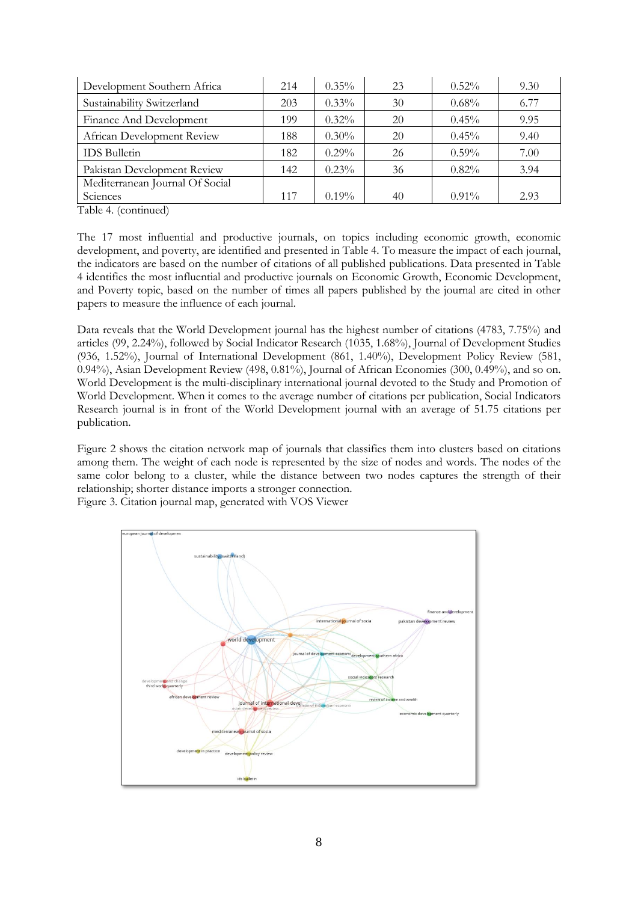| Development Southern Africa | 214 | 0.35% | 23 | 0.52% | 9.30 |
|---|---|---|---|---|---|
| Sustainability Switzerland | 203 | 0.33% | 30 | 0.68% | 6.77 |
| Finance And Development | 199 | 0.32% | 20 | 0.45% | 9.95 |
| African Development Review | 188 | 0.30% | 20 | 0.45% | 9.40 |
| IDS Bulletin | 182 | 0.29% | 26 | 0.59% | 7.00 |
| Pakistan Development Review | 142 | 0.23% | 36 | 0.82% | 3.94 |
| Mediterranean Journal Of Social Sciences | 117 | 0.19% | 40 | 0.91% | 2.93 |

Table 4. (continued)

The 17 most influential and productive journals, on topics including economic growth, economic development, and poverty, are identified and presented in Table 4. To measure the impact of each journal, the indicators are based on the number of citations of all published publications. Data presented in Table 4 identifies the most influential and productive journals on Economic Growth, Economic Development, and Poverty topic, based on the number of times all papers published by the journal are cited in other papers to measure the influence of each journal.

Data reveals that the World Development journal has the highest number of citations (4783, 7.75%) and articles (99, 2.24%), followed by Social Indicator Research (1035, 1.68%), Journal of Development Studies (936, 1.52%), Journal of International Development (861, 1.40%), Development Policy Review (581, 0.94%), Asian Development Review (498, 0.81%), Journal of African Economies (300, 0.49%), and so on. World Development is the multi-disciplinary international journal devoted to the Study and Promotion of World Development. When it comes to the average number of citations per publication, Social Indicators Research journal is in front of the World Development journal with an average of 51.75 citations per publication.

Figure 2 shows the citation network map of journals that classifies them into clusters based on citations among them. The weight of each node is represented by the size of nodes and words. The nodes of the same color belong to a cluster, while the distance between two nodes captures the strength of their relationship; shorter distance imports a stronger connection.

Figure 3. Citation journal map, generated with VOS Viewer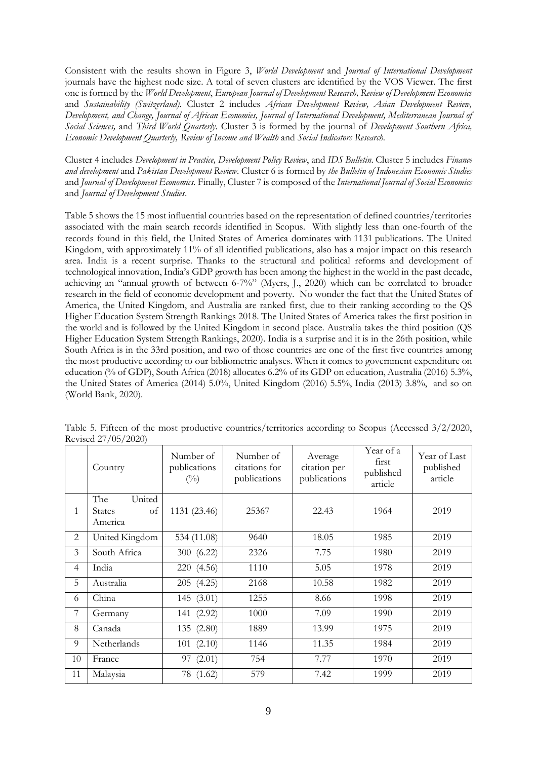Consistent with the results shown in Figure 3, *World Development* and *Journal of International Development* journals have the highest node size. A total of seven clusters are identified by the VOS Viewer. The first one is formed by the *World Development*, *European Journal of Development Research, Review of Development Economics* and *Sustainability (Switzerland).* Cluster 2 includes *African Development Review, Asian Development Review, Development, and Change, Journal of African Economies, Journal of International Development, Mediterranean Journal of Social Sciences,* and *Third World Quarterly.* Cluster 3 is formed by the journal of *Development Southern Africa, Economic Development Quarterly, Review of Income and Wealth* and *Social Indicators Research.*

Cluster 4 includes *Development in Practice, Development Policy Review*, and *IDS Bulletin*. Cluster 5 includes *Finance and development* and *Pakistan Development Review*. Cluster 6 is formed by *the Bulletin of Indonesian Economic Studies* and *Journal of Development Economics.* Finally, Cluster 7 is composed of the *International Journal of Social Economics* and *Journal of Development Studies*.

Table 5 shows the 15 most influential countries based on the representation of defined countries/territories associated with the main search records identified in Scopus. With slightly less than one-fourth of the records found in this field, the United States of America dominates with 1131 publications. The United Kingdom, with approximately 11% of all identified publications, also has a major impact on this research area. India is a recent surprise. Thanks to the structural and political reforms and development of technological innovation, India's GDP growth has been among the highest in the world in the past decade, achieving an "annual growth of between 6-7%" (Myers, J., 2020) which can be correlated to broader research in the field of economic development and poverty. No wonder the fact that the United States of America, the United Kingdom, and Australia are ranked first, due to their ranking according to the QS Higher Education System Strength Rankings 2018. The United States of America takes the first position in the world and is followed by the United Kingdom in second place. Australia takes the third position (QS Higher Education System Strength Rankings, 2020). India is a surprise and it is in the 26th position, while South Africa is in the 33rd position, and two of those countries are one of the first five countries among the most productive according to our bibliometric analyses. When it comes to government expenditure on education (% of GDP), South Africa (2018) allocates 6.2% of its GDP on education, Australia (2016) 5.3%, the United States of America (2014) 5.0%, United Kingdom (2016) 5.5%, India (2013) 3.8%, and so on (World Bank, 2020).

Table 5. Fifteen of the most productive countries/territories according to Scopus (Accessed 3/2/2020, Revised 27/05/2020)

| | Country | Number of publications (%) | Number of citations for publications | Average citation per publications | Year of a first published article | Year of Last published article |
|---|---|---|---|---|---|---|
| 1 | The United States of America | 1131 (23.46) | 25367 | 22.43 | 1964 | 2019 |
| 2 | United Kingdom | 534 (11.08) | 9640 | 18.05 | 1985 | 2019 |
| 3 | South Africa | 300 (6.22) | 2326 | 7.75 | 1980 | 2019 |
| 4 | India | 220 (4.56) | 1110 | 5.05 | 1978 | 2019 |
| 5 | Australia | 205 (4.25) | 2168 | 10.58 | 1982 | 2019 |
| 6 | China | 145 (3.01) | 1255 | 8.66 | 1998 | 2019 |
| 7 | Germany | 141 (2.92) | 1000 | 7.09 | 1990 | 2019 |
| 8 | Canada | 135 (2.80) | 1889 | 13.99 | 1975 | 2019 |
| 9 | Netherlands | 101 (2.10) | 1146 | 11.35 | 1984 | 2019 |
| 10 | France | 97 (2.01) | 754 | 7.77 | 1970 | 2019 |
| 11 | Malaysia | 78 (1.62) | 579 | 7.42 | 1999 | 2019 |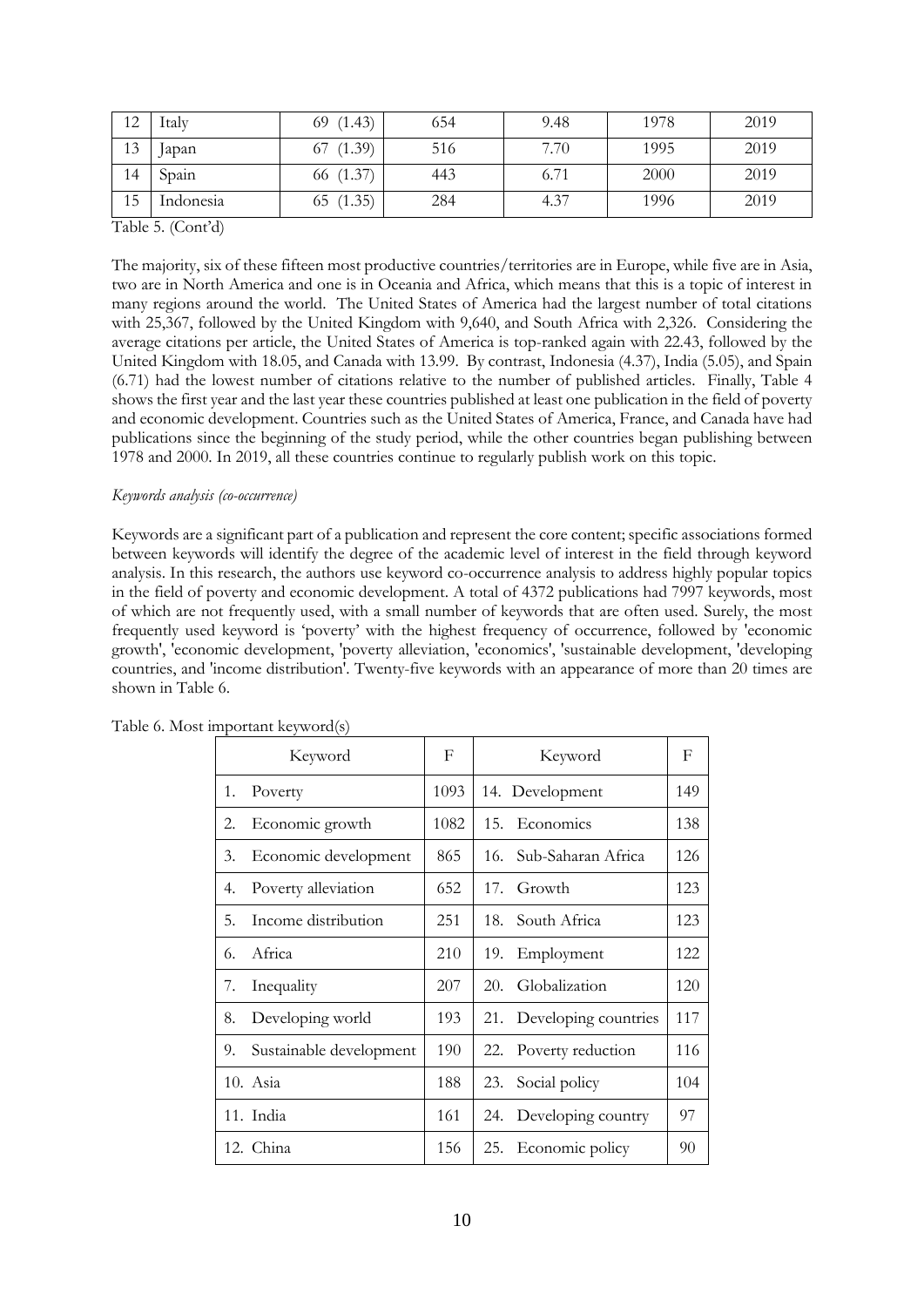| 12 | Italy | 69 (1.43) | 654 | 9.48 | 1978 | 2019 |
|---|---|---|---|---|---|---|
| 13 | Japan | 67 (1.39) | 516 | 7.70 | 1995 | 2019 |
| 14 | Spain | 66 (1.37) | 443 | 6.71 | 2000 | 2019 |
| 15 | Indonesia | 65 (1.35) | 284 | 4.37 | 1996 | 2019 |

Table 5. (Cont'd)

The majority, six of these fifteen most productive countries/territories are in Europe, while five are in Asia, two are in North America and one is in Oceania and Africa, which means that this is a topic of interest in many regions around the world. The United States of America had the largest number of total citations with 25,367, followed by the United Kingdom with 9,640, and South Africa with 2,326. Considering the average citations per article, the United States of America is top-ranked again with 22.43, followed by the United Kingdom with 18.05, and Canada with 13.99. By contrast, Indonesia (4.37), India (5.05), and Spain (6.71) had the lowest number of citations relative to the number of published articles. Finally, Table 4 shows the first year and the last year these countries published at least one publication in the field of poverty and economic development. Countries such as the United States of America, France, and Canada have had publications since the beginning of the study period, while the other countries began publishing between 1978 and 2000. In 2019, all these countries continue to regularly publish work on this topic.

*Keywords analysis (co-occurrence)*

Keywords are a significant part of a publication and represent the core content; specific associations formed between keywords will identify the degree of the academic level of interest in the field through keyword analysis. In this research, the authors use keyword co-occurrence analysis to address highly popular topics in the field of poverty and economic development. A total of 4372 publications had 7997 keywords, most of which are not frequently used, with a small number of keywords that are often used. Surely, the most frequently used keyword is 'poverty' with the highest frequency of occurrence, followed by 'economic growth', 'economic development, 'poverty alleviation, 'economics', 'sustainable development, 'developing countries, and 'income distribution'. Twenty-five keywords with an appearance of more than 20 times are shown in Table 6.

Table 6. Most important keyword(s)

| Keyword | F | Keyword | F |
|---|---|---|---|
| 1. Poverty | 1093 | 14. Development | 149 |
| 2. Economic growth | 1082 | 15. Economics | 138 |
| 3. Economic development | 865 | 16. Sub-Saharan Africa | 126 |
| 4. Poverty alleviation | 652 | 17. Growth | 123 |
| 5. Income distribution | 251 | 18. South Africa | 123 |
| 6. Africa | 210 | 19. Employment | 122 |
| 7. Inequality | 207 | 20. Globalization | 120 |
| 8. Developing world | 193 | 21. Developing countries | 117 |
| 9. Sustainable development | 190 | 22. Poverty reduction | 116 |
| 10. Asia | 188 | 23. Social policy | 104 |
| 11. India | 161 | 24. Developing country | 97 |
| 12. China | 156 | 25. Economic policy | 90 |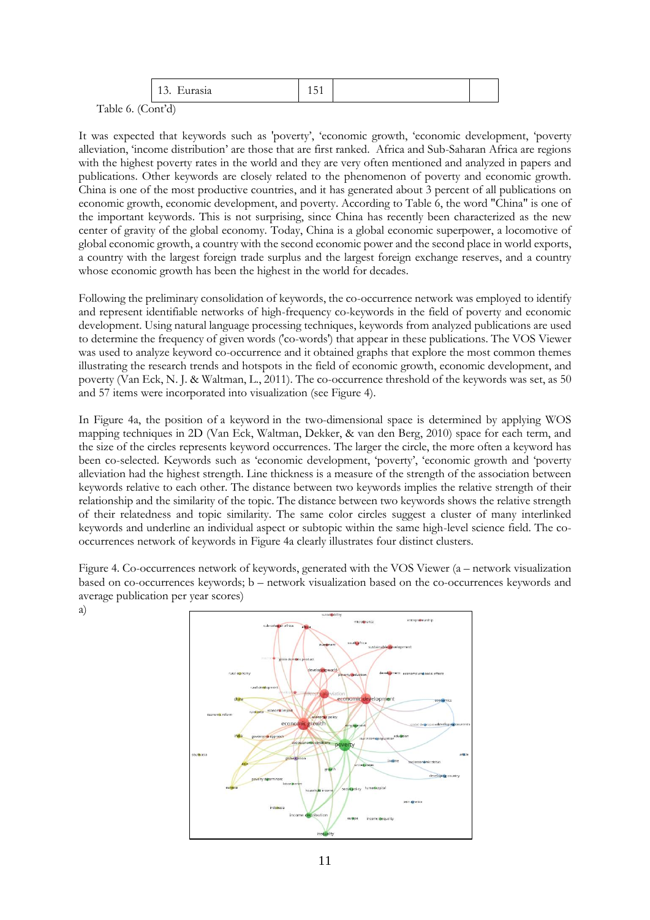| 13. Eurasia | 151 | | |
|---|---|---|---|

Table 6. (Cont'd)

It was expected that keywords such as 'poverty', 'economic growth, 'economic development, 'poverty alleviation, 'income distribution' are those that are first ranked. Africa and Sub-Saharan Africa are regions with the highest poverty rates in the world and they are very often mentioned and analyzed in papers and publications. Other keywords are closely related to the phenomenon of poverty and economic growth. China is one of the most productive countries, and it has generated about 3 percent of all publications on economic growth, economic development, and poverty. According to Table 6, the word "China" is one of the important keywords. This is not surprising, since China has recently been characterized as the new center of gravity of the global economy. Today, China is a global economic superpower, a locomotive of global economic growth, a country with the second economic power and the second place in world exports, a country with the largest foreign trade surplus and the largest foreign exchange reserves, and a country whose economic growth has been the highest in the world for decades.

Following the preliminary consolidation of keywords, the co-occurrence network was employed to identify and represent identifiable networks of high-frequency co-keywords in the field of poverty and economic development. Using natural language processing techniques, keywords from analyzed publications are used to determine the frequency of given words ('co-words') that appear in these publications. The VOS Viewer was used to analyze keyword co-occurrence and it obtained graphs that explore the most common themes illustrating the research trends and hotspots in the field of economic growth, economic development, and poverty (Van Eck, N. J. & Waltman, L., 2011). The co-occurrence threshold of the keywords was set, as 50 and 57 items were incorporated into visualization (see Figure 4).

In Figure 4a, the position of a keyword in the two-dimensional space is determined by applying WOS mapping techniques in 2D (Van Eck, Waltman, Dekker, & van den Berg, 2010) space for each term, and the size of the circles represents keyword occurrences. The larger the circle, the more often a keyword has been co-selected. Keywords such as 'economic development, 'poverty', 'economic growth and 'poverty alleviation had the highest strength. Line thickness is a measure of the strength of the association between keywords relative to each other. The distance between two keywords implies the relative strength of their relationship and the similarity of the topic. The distance between two keywords shows the relative strength of their relatedness and topic similarity. The same color circles suggest a cluster of many interlinked keywords and underline an individual aspect or subtopic within the same high-level science field. The co-occurrences network of keywords in Figure 4a clearly illustrates four distinct clusters.

Figure 4. Co-occurrences network of keywords, generated with the VOS Viewer (a – network visualization based on co-occurrences keywords; b – network visualization based on the co-occurrences keywords and average publication per year scores)

a)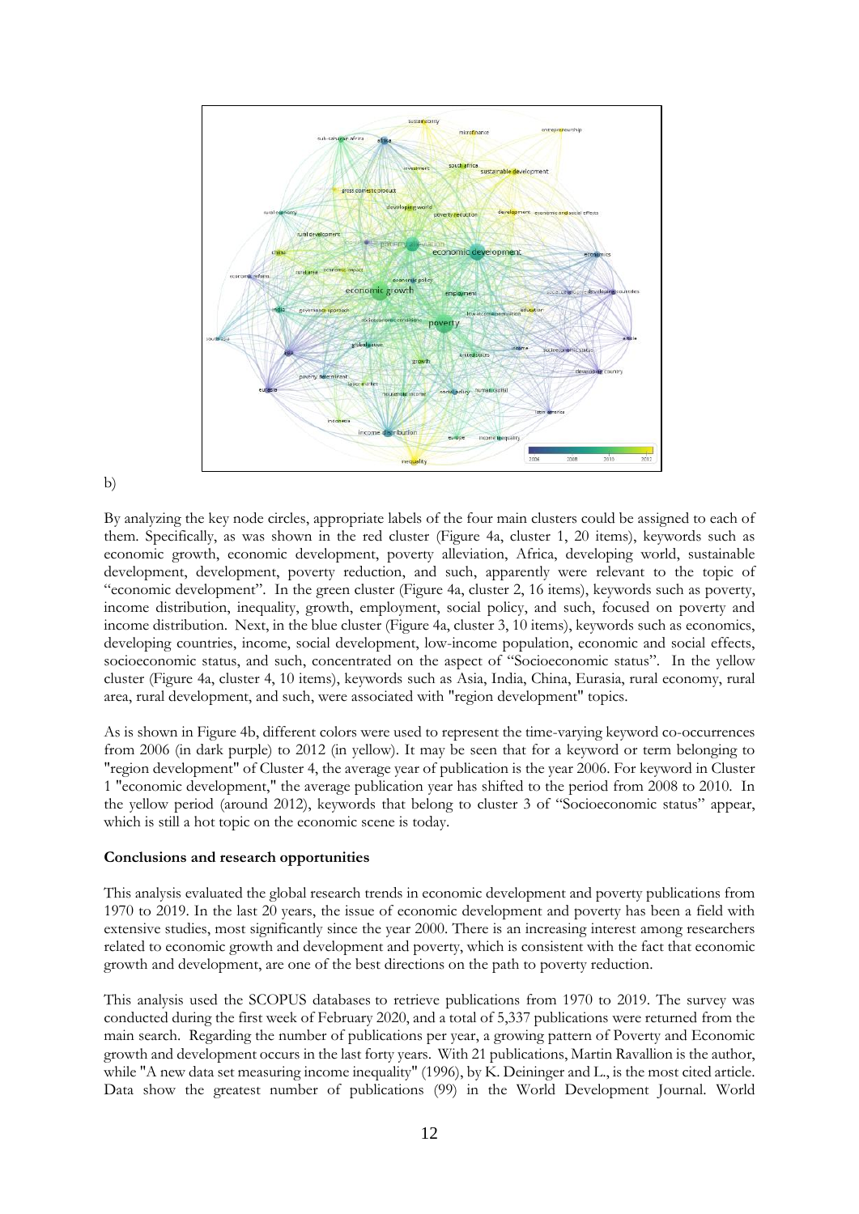b)

By analyzing the key node circles, appropriate labels of the four main clusters could be assigned to each of them. Specifically, as was shown in the red cluster (Figure 4a, cluster 1, 20 items), keywords such as economic growth, economic development, poverty alleviation, Africa, developing world, sustainable development, development, poverty reduction, and such, apparently were relevant to the topic of "economic development". In the green cluster (Figure 4a, cluster 2, 16 items), keywords such as poverty, income distribution, inequality, growth, employment, social policy, and such, focused on poverty and income distribution. Next, in the blue cluster (Figure 4a, cluster 3, 10 items), keywords such as economics, developing countries, income, social development, low-income population, economic and social effects, socioeconomic status, and such, concentrated on the aspect of "Socioeconomic status". In the yellow cluster (Figure 4a, cluster 4, 10 items), keywords such as Asia, India, China, Eurasia, rural economy, rural area, rural development, and such, were associated with "region development" topics.

As is shown in Figure 4b, different colors were used to represent the time-varying keyword co-occurrences from 2006 (in dark purple) to 2012 (in yellow). It may be seen that for a keyword or term belonging to "region development" of Cluster 4, the average year of publication is the year 2006. For keyword in Cluster 1 "economic development," the average publication year has shifted to the period from 2008 to 2010. In the yellow period (around 2012), keywords that belong to cluster 3 of "Socioeconomic status" appear, which is still a hot topic on the economic scene is today.

**Conclusions and research opportunities**

This analysis evaluated the global research trends in economic development and poverty publications from 1970 to 2019. In the last 20 years, the issue of economic development and poverty has been a field with extensive studies, most significantly since the year 2000. There is an increasing interest among researchers related to economic growth and development and poverty, which is consistent with the fact that economic growth and development, are one of the best directions on the path to poverty reduction.

This analysis used the SCOPUS databases to retrieve publications from 1970 to 2019. The survey was conducted during the first week of February 2020, and a total of 5,337 publications were returned from the main search. Regarding the number of publications per year, a growing pattern of Poverty and Economic growth and development occurs in the last forty years. With 21 publications, Martin Ravallion is the author, while "A new data set measuring income inequality" (1996), by K. Deininger and L., is the most cited article. Data show the greatest number of publications (99) in the World Development Journal. World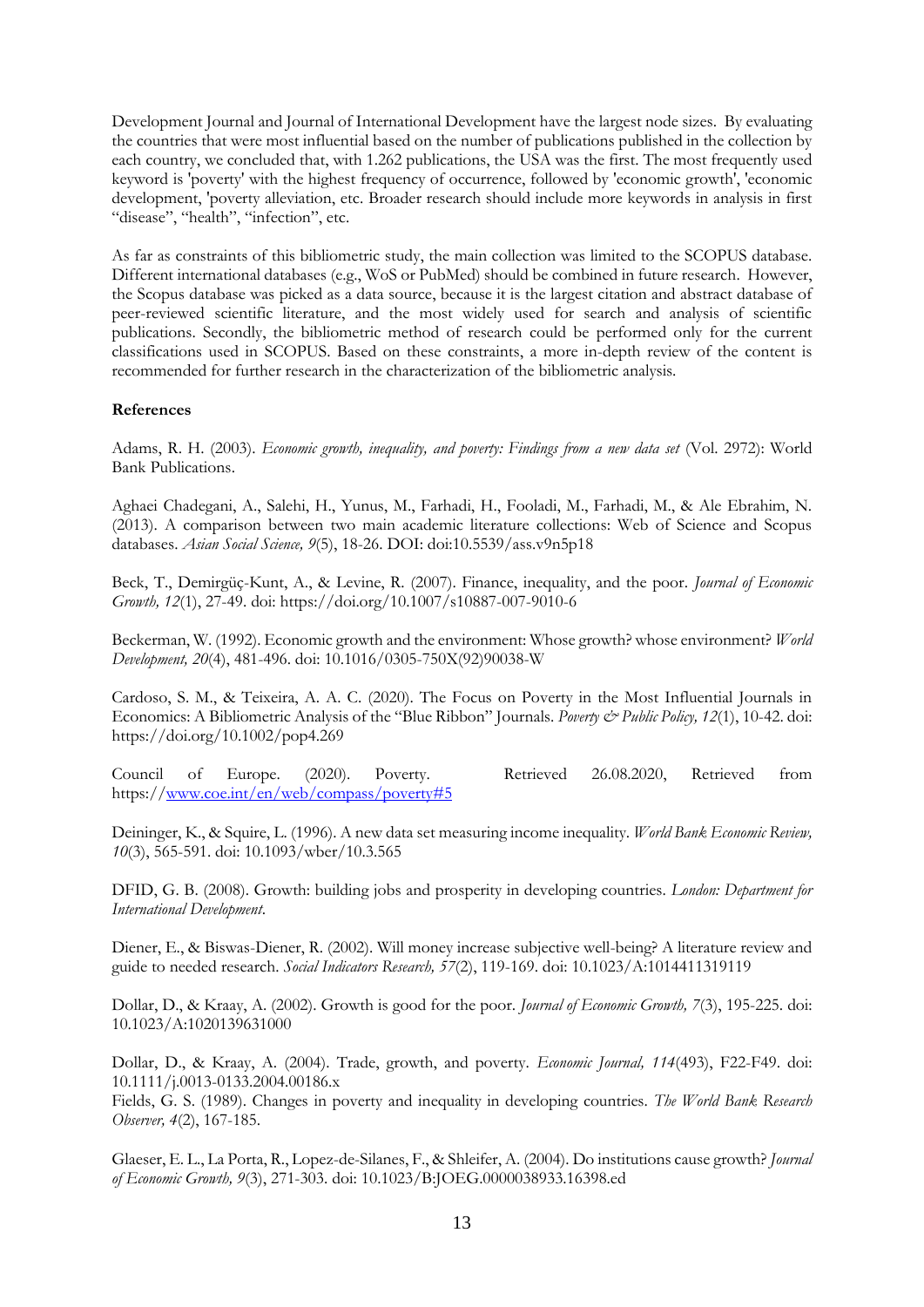Development Journal and Journal of International Development have the largest node sizes. By evaluating the countries that were most influential based on the number of publications published in the collection by each country, we concluded that, with 1.262 publications, the USA was the first. The most frequently used keyword is 'poverty' with the highest frequency of occurrence, followed by 'economic growth', 'economic development, 'poverty alleviation, etc. Broader research should include more keywords in analysis in first "disease", "health", "infection", etc.

As far as constraints of this bibliometric study, the main collection was limited to the SCOPUS database. Different international databases (e.g., WoS or PubMed) should be combined in future research. However, the Scopus database was picked as a data source, because it is the largest citation and abstract database of peer-reviewed scientific literature, and the most widely used for search and analysis of scientific publications. Secondly, the bibliometric method of research could be performed only for the current classifications used in SCOPUS. Based on these constraints, a more in-depth review of the content is recommended for further research in the characterization of the bibliometric analysis.

**References**

Adams, R. H. (2003). *Economic growth, inequality, and poverty: Findings from a new data set* (Vol. 2972): World Bank Publications.

Aghaei Chadegani, A., Salehi, H., Yunus, M., Farhadi, H., Fooladi, M., Farhadi, M., & Ale Ebrahim, N. (2013). A comparison between two main academic literature collections: Web of Science and Scopus databases. *Asian Social Science, 9*(5), 18-26. DOI: doi:10.5539/ass.v9n5p18

Beck, T., Demirgüç-Kunt, A., & Levine, R. (2007). Finance, inequality, and the poor. *Journal of Economic Growth, 12*(1), 27-49. doi: https://doi.org/10.1007/s10887-007-9010-6

Beckerman, W. (1992). Economic growth and the environment: Whose growth? whose environment? *World Development, 20*(4), 481-496. doi: 10.1016/0305-750X(92)90038-W

Cardoso, S. M., & Teixeira, A. A. C. (2020). The Focus on Poverty in the Most Influential Journals in Economics: A Bibliometric Analysis of the "Blue Ribbon" Journals. *Poverty & Public Policy, 12*(1), 10-42. doi: https://doi.org/10.1002/pop4.269

Council of Europe. (2020). Poverty. Retrieved 26.08.2020, Retrieved from https://www.coe.int/en/web/compass/poverty#5

Deininger, K., & Squire, L. (1996). A new data set measuring income inequality. *World Bank Economic Review, 10*(3), 565-591. doi: 10.1093/wber/10.3.565

DFID, G. B. (2008). Growth: building jobs and prosperity in developing countries. *London: Department for International Development*.

Diener, E., & Biswas-Diener, R. (2002). Will money increase subjective well-being? A literature review and guide to needed research. *Social Indicators Research, 57*(2), 119-169. doi: 10.1023/A:1014411319119

Dollar, D., & Kraay, A. (2002). Growth is good for the poor. *Journal of Economic Growth, 7*(3), 195-225. doi: 10.1023/A:1020139631000

Dollar, D., & Kraay, A. (2004). Trade, growth, and poverty. *Economic Journal, 114*(493), F22-F49. doi: 10.1111/j.0013-0133.2004.00186.x

Fields, G. S. (1989). Changes in poverty and inequality in developing countries. *The World Bank Research Observer, 4*(2), 167-185.

Glaeser, E. L., La Porta, R., Lopez-de-Silanes, F., & Shleifer, A. (2004). Do institutions cause growth? *Journal of Economic Growth, 9*(3), 271-303. doi: 10.1023/B:JOEG.0000038933.16398.ed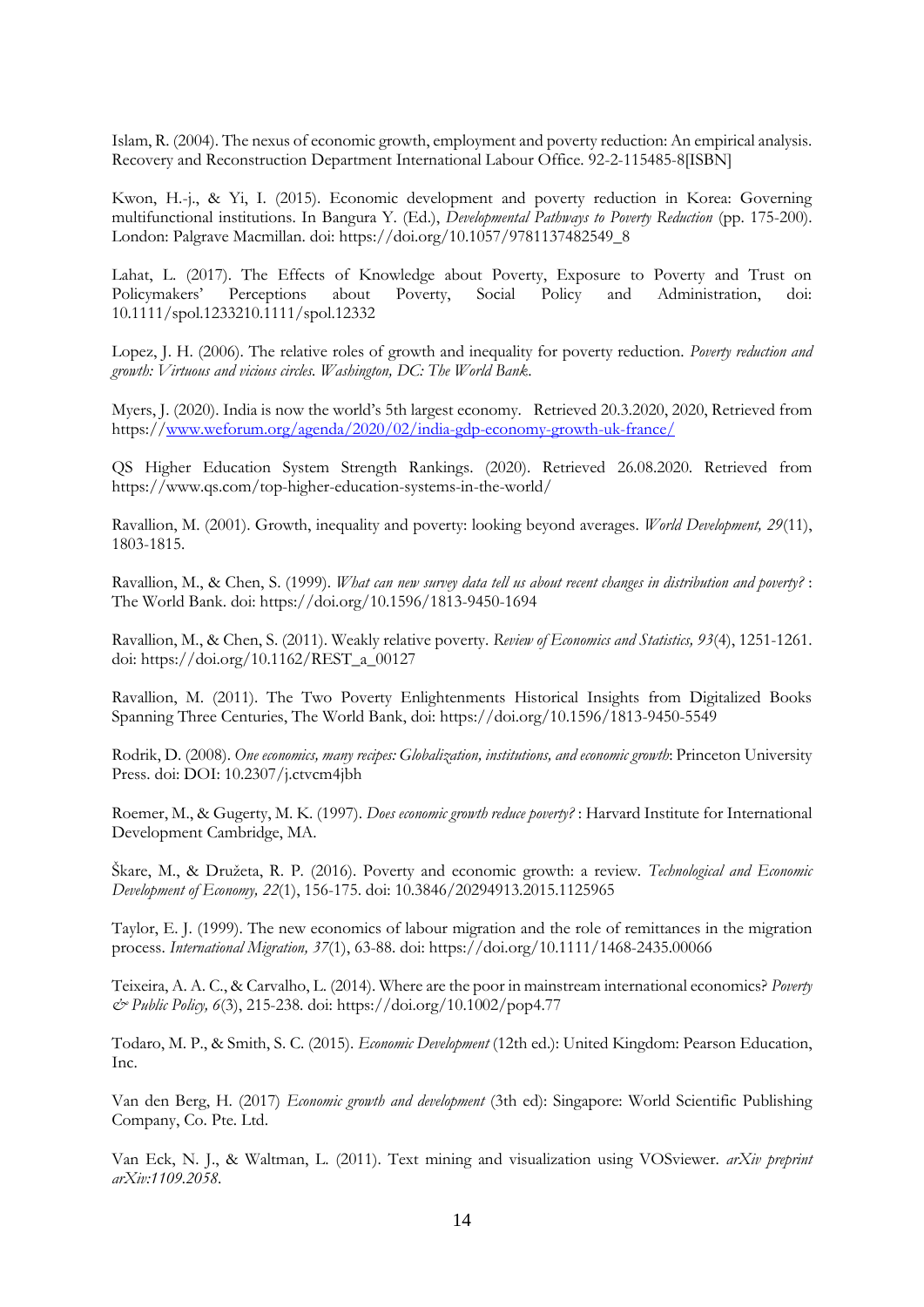Islam, R. (2004). The nexus of economic growth, employment and poverty reduction: An empirical analysis. Recovery and Reconstruction Department International Labour Office. 92-2-115485-8[ISBN]

Kwon, H.-j., & Yi, I. (2015). Economic development and poverty reduction in Korea: Governing multifunctional institutions. In Bangura Y. (Ed.), *Developmental Pathways to Poverty Reduction* (pp. 175-200). London: Palgrave Macmillan. doi: https://doi.org/10.1057/9781137482549_8

Lahat, L. (2017). The Effects of Knowledge about Poverty, Exposure to Poverty and Trust on Policymakers' Perceptions about Poverty, Social Policy and Administration, doi: 10.1111/spol.1233210.1111/spol.12332

Lopez, J. H. (2006). The relative roles of growth and inequality for poverty reduction. *Poverty reduction and growth: Virtuous and vicious circles. Washington, DC: The World Bank.*

Myers, J. (2020). India is now the world's 5th largest economy. Retrieved 20.3.2020, 2020, Retrieved from https://www.weforum.org/agenda/2020/02/india-gdp-economy-growth-uk-france/

QS Higher Education System Strength Rankings. (2020). Retrieved 26.08.2020. Retrieved from https://www.qs.com/top-higher-education-systems-in-the-world/

Ravallion, M. (2001). Growth, inequality and poverty: looking beyond averages. *World Development, 29*(11), 1803-1815.

Ravallion, M., & Chen, S. (1999). *What can new survey data tell us about recent changes in distribution and poverty?* : The World Bank. doi: https://doi.org/10.1596/1813-9450-1694

Ravallion, M., & Chen, S. (2011). Weakly relative poverty. *Review of Economics and Statistics, 93*(4), 1251-1261. doi: https://doi.org/10.1162/REST_a_00127

Ravallion, M. (2011). The Two Poverty Enlightenments Historical Insights from Digitalized Books Spanning Three Centuries, The World Bank, doi: https://doi.org/10.1596/1813-9450-5549

Rodrik, D. (2008). *One economics, many recipes: Globalization, institutions, and economic growth*: Princeton University Press. doi: DOI: 10.2307/j.ctvcm4jbh

Roemer, M., & Gugerty, M. K. (1997). *Does economic growth reduce poverty?* : Harvard Institute for International Development Cambridge, MA.

Škare, M., & Družeta, R. P. (2016). Poverty and economic growth: a review. *Technological and Economic Development of Economy, 22*(1), 156-175. doi: 10.3846/20294913.2015.1125965

Taylor, E. J. (1999). The new economics of labour migration and the role of remittances in the migration process. *International Migration, 37*(1), 63-88. doi: https://doi.org/10.1111/1468-2435.00066

Teixeira, A. A. C., & Carvalho, L. (2014). Where are the poor in mainstream international economics? *Poverty & Public Policy, 6*(3), 215-238. doi: https://doi.org/10.1002/pop4.77

Todaro, M. P., & Smith, S. C. (2015). *Economic Development* (12th ed.): United Kingdom: Pearson Education, Inc.

Van den Berg, H. (2017) *Economic growth and development* (3th ed): Singapore: World Scientific Publishing Company, Co. Pte. Ltd.

Van Eck, N. J., & Waltman, L. (2011). Text mining and visualization using VOSviewer. *arXiv preprint arXiv:1109.2058.*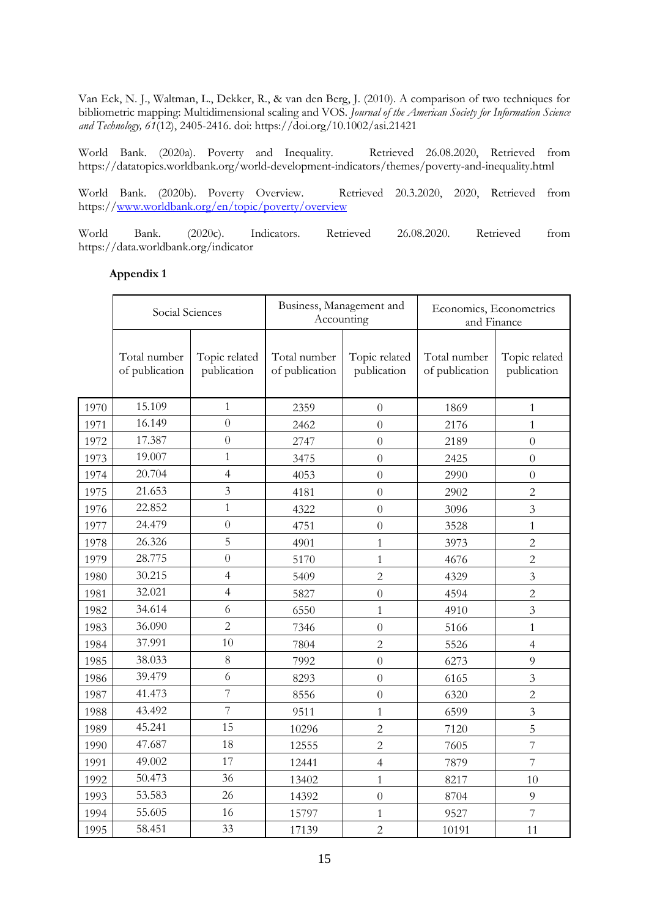Van Eck, N. J., Waltman, L., Dekker, R., & van den Berg, J. (2010). A comparison of two techniques for bibliometric mapping: Multidimensional scaling and VOS. *Journal of the American Society for Information Science and Technology, 61*(12), 2405-2416. doi: https://doi.org/10.1002/asi.21421

World Bank. (2020a). Poverty and Inequality. Retrieved 26.08.2020, Retrieved from https://datatopics.worldbank.org/world-development-indicators/themes/poverty-and-inequality.html

World Bank. (2020b). Poverty Overview. Retrieved 20.3.2020, 2020, Retrieved from https://www.worldbank.org/en/topic/poverty/overview

World Bank. (2020c). Indicators. Retrieved 26.08.2020. Retrieved from https://data.worldbank.org/indicator

**Appendix 1**

| | Social Sciences | | Business, Management and Accounting | | Economics, Econometrics and Finance | |
|---|---|---|---|---|---|---|
| | Total number of publication | Topic related publication | Total number of publication | Topic related publication | Total number of publication | Topic related publication |
| 1970 | 15.109 | 1 | 2359 | 0 | 1869 | 1 |
| 1971 | 16.149 | 0 | 2462 | 0 | 2176 | 1 |
| 1972 | 17.387 | 0 | 2747 | 0 | 2189 | 0 |
| 1973 | 19.007 | 1 | 3475 | 0 | 2425 | 0 |
| 1974 | 20.704 | 4 | 4053 | 0 | 2990 | 0 |
| 1975 | 21.653 | 3 | 4181 | 0 | 2902 | 2 |
| 1976 | 22.852 | 1 | 4322 | 0 | 3096 | 3 |
| 1977 | 24.479 | 0 | 4751 | 0 | 3528 | 1 |
| 1978 | 26.326 | 5 | 4901 | 1 | 3973 | 2 |
| 1979 | 28.775 | 0 | 5170 | 1 | 4676 | 2 |
| 1980 | 30.215 | 4 | 5409 | 2 | 4329 | 3 |
| 1981 | 32.021 | 4 | 5827 | 0 | 4594 | 2 |
| 1982 | 34.614 | 6 | 6550 | 1 | 4910 | 3 |
| 1983 | 36.090 | 2 | 7346 | 0 | 5166 | 1 |
| 1984 | 37.991 | 10 | 7804 | 2 | 5526 | 4 |
| 1985 | 38.033 | 8 | 7992 | 0 | 6273 | 9 |
| 1986 | 39.479 | 6 | 8293 | 0 | 6165 | 3 |
| 1987 | 41.473 | 7 | 8556 | 0 | 6320 | 2 |
| 1988 | 43.492 | 7 | 9511 | 1 | 6599 | 3 |
| 1989 | 45.241 | 15 | 10296 | 2 | 7120 | 5 |
| 1990 | 47.687 | 18 | 12555 | 2 | 7605 | 7 |
| 1991 | 49.002 | 17 | 12441 | 4 | 7879 | 7 |
| 1992 | 50.473 | 36 | 13402 | 1 | 8217 | 10 |
| 1993 | 53.583 | 26 | 14392 | 0 | 8704 | 9 |
| 1994 | 55.605 | 16 | 15797 | 1 | 9527 | 7 |
| 1995 | 58.451 | 33 | 17139 | 2 | 10191 | 11 |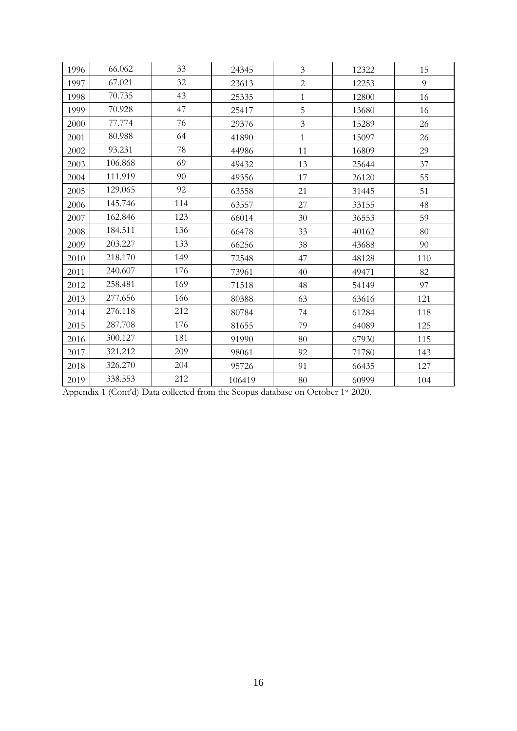| | | | | | | |
|---|---|---|---|---|---|---|
| 1996 | 66.062 | 33 | 24345 | 3 | 12322 | 15 |
| 1997 | 67.021 | 32 | 23613 | 2 | 12253 | 9 |
| 1998 | 70.735 | 43 | 25335 | 1 | 12800 | 16 |
| 1999 | 70.928 | 47 | 25417 | 5 | 13680 | 16 |
| 2000 | 77.774 | 76 | 29376 | 3 | 15289 | 26 |
| 2001 | 80.988 | 64 | 41890 | 1 | 15097 | 26 |
| 2002 | 93.231 | 78 | 44986 | 11 | 16809 | 29 |
| 2003 | 106.868 | 69 | 49432 | 13 | 25644 | 37 |
| 2004 | 111.919 | 90 | 49356 | 17 | 26120 | 55 |
| 2005 | 129.065 | 92 | 63558 | 21 | 31445 | 51 |
| 2006 | 145.746 | 114 | 63557 | 27 | 33155 | 48 |
| 2007 | 162.846 | 123 | 66014 | 30 | 36553 | 59 |
| 2008 | 184.511 | 136 | 66478 | 33 | 40162 | 80 |
| 2009 | 203.227 | 133 | 66256 | 38 | 43688 | 90 |
| 2010 | 218.170 | 149 | 72548 | 47 | 48128 | 110 |
| 2011 | 240.607 | 176 | 73961 | 40 | 49471 | 82 |
| 2012 | 258.481 | 169 | 71518 | 48 | 54149 | 97 |
| 2013 | 277.656 | 166 | 80388 | 63 | 63616 | 121 |
| 2014 | 276.118 | 212 | 80784 | 74 | 61284 | 118 |
| 2015 | 287.708 | 176 | 81655 | 79 | 64089 | 125 |
| 2016 | 300.127 | 181 | 91990 | 80 | 67930 | 115 |
| 2017 | 321.212 | 209 | 98061 | 92 | 71780 | 143 |
| 2018 | 326.270 | 204 | 95726 | 91 | 66435 | 127 |
| 2019 | 338.553 | 212 | 106419 | 80 | 60999 | 104 |

Appendix 1 (Cont'd) Data collected from the Scopus database on October 1st 2020.